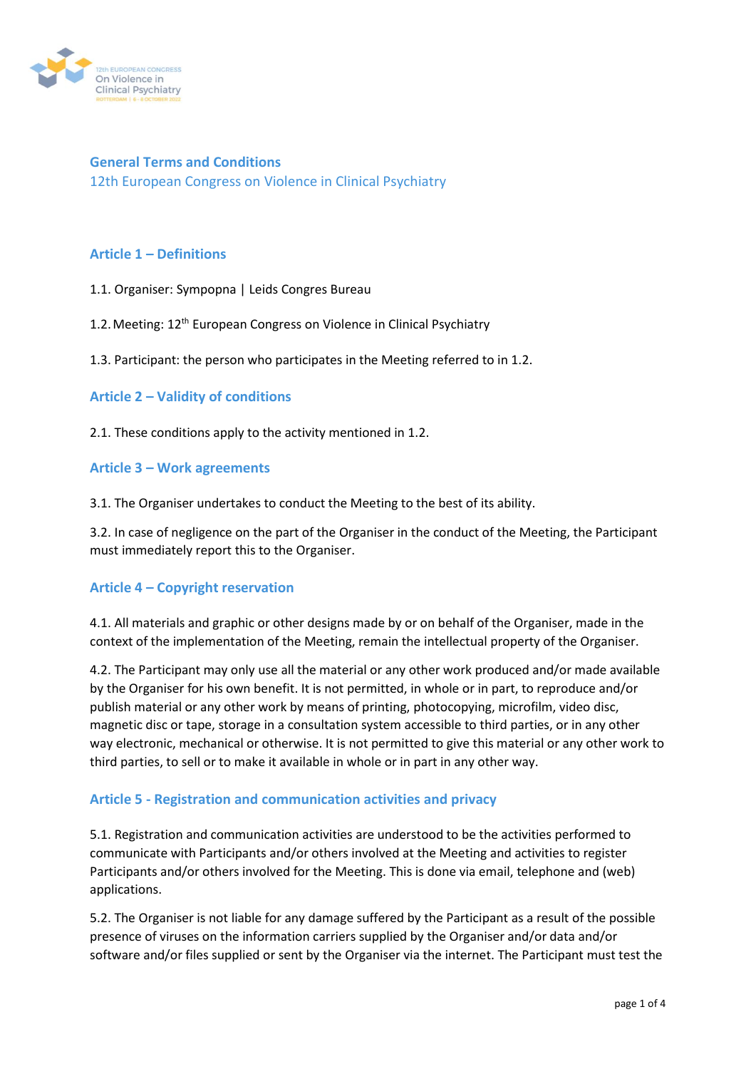## General Terms and Conditions

12th European Congress on Violence in Clinical Psychiatry

### Article 1 – Definitions

1.1. Organiser: Sympopna | Leids Congres Bureau

1.2. Meeting: 12th European Congress on Violence in Clinical Psychiatry

1.3. Participant: the person who participates in the Meeting referred to in 1.2.

### Article 2 – Validity of conditions

2.1. These conditions apply to the activity mentioned in 1.2.

### Article 3 – Work agreements

3.1. The Organiser undertakes to conduct the Meeting to the best of its ability.

3.2. In case of negligence on the part of the Organiser in the conduct of the Meeting, the Participant must immediately report this to the Organiser.

### Article 4 – Copyright reservation

4.1. All materials and graphic or other designs made by or on behalf of the Organiser, made in the context of the implementation of the Meeting, remain the intellectual property of the Organiser.

4.2. The Participant may only use all the material or any other work produced and/or made available by the Organiser for his own benefit. It is not permitted, in whole or in part, to reproduce and/or publish material or any other work by means of printing, photocopying, microfilm, video disc, magnetic disc or tape, storage in a consultation system accessible to third parties, or in any other way electronic, mechanical or otherwise. It is not permitted to give this material or any other work to third parties, to sell or to make it available in whole or in part in any other way.

### Article 5 - Registration and communication activities and privacy

5.1. Registration and communication activities are understood to be the activities performed to communicate with Participants and/or others involved at the Meeting and activities to register Participants and/or others involved for the Meeting. This is done via email, telephone and (web) applications.

5.2. The Organiser is not liable for any damage suffered by the Participant as a result of the possible presence of viruses on the information carriers supplied by the Organiser and/or data and/or software and/or files supplied or sent by the Organiser via the internet. The Participant must test the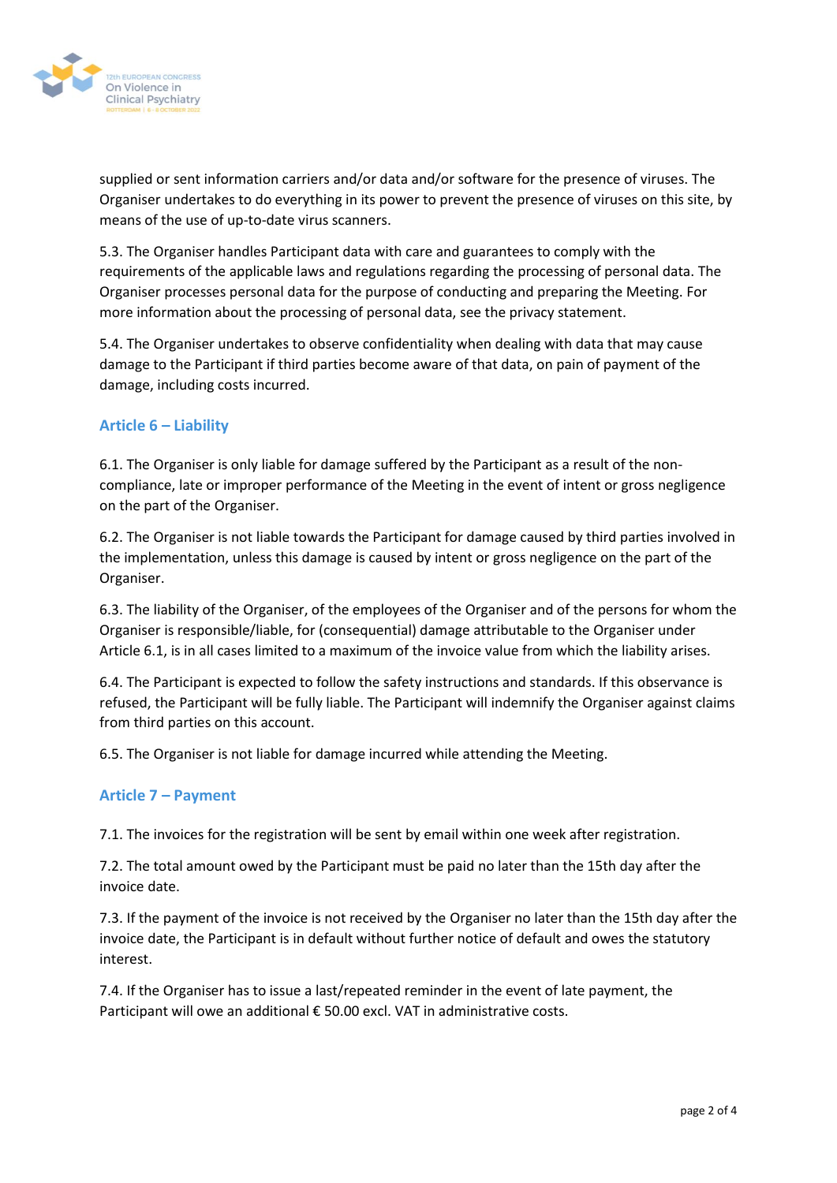supplied or sent information carriers and/or data and/or software for the presence of viruses. The Organiser undertakes to do everything in its power to prevent the presence of viruses on this site, by means of the use of up-to-date virus scanners.

5.3. The Organiser handles Participant data with care and guarantees to comply with the requirements of the applicable laws and regulations regarding the processing of personal data. The Organiser processes personal data for the purpose of conducting and preparing the Meeting. For more information about the processing of personal data, see the privacy statement.

5.4. The Organiser undertakes to observe confidentiality when dealing with data that may cause damage to the Participant if third parties become aware of that data, on pain of payment of the damage, including costs incurred.

## Article 6 – Liability

6.1. The Organiser is only liable for damage suffered by the Participant as a result of the non-compliance, late or improper performance of the Meeting in the event of intent or gross negligence on the part of the Organiser.

6.2. The Organiser is not liable towards the Participant for damage caused by third parties involved in the implementation, unless this damage is caused by intent or gross negligence on the part of the Organiser.

6.3. The liability of the Organiser, of the employees of the Organiser and of the persons for whom the Organiser is responsible/liable, for (consequential) damage attributable to the Organiser under Article 6.1, is in all cases limited to a maximum of the invoice value from which the liability arises.

6.4. The Participant is expected to follow the safety instructions and standards. If this observance is refused, the Participant will be fully liable. The Participant will indemnify the Organiser against claims from third parties on this account.

6.5. The Organiser is not liable for damage incurred while attending the Meeting.

## Article 7 – Payment

7.1. The invoices for the registration will be sent by email within one week after registration.

7.2. The total amount owed by the Participant must be paid no later than the 15th day after the invoice date.

7.3. If the payment of the invoice is not received by the Organiser no later than the 15th day after the invoice date, the Participant is in default without further notice of default and owes the statutory interest.

7.4. If the Organiser has to issue a last/repeated reminder in the event of late payment, the Participant will owe an additional € 50.00 excl. VAT in administrative costs.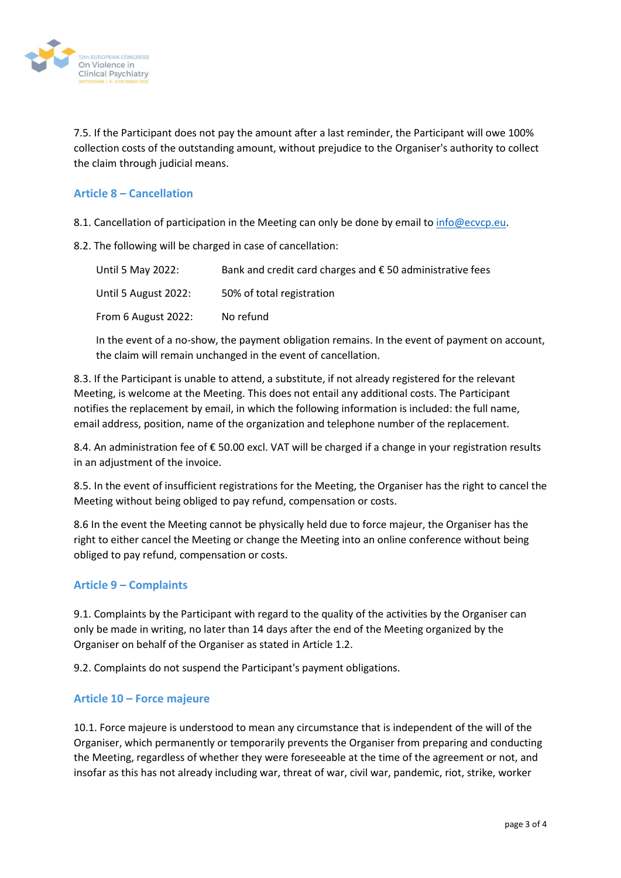7.5. If the Participant does not pay the amount after a last reminder, the Participant will owe 100% collection costs of the outstanding amount, without prejudice to the Organiser's authority to collect the claim through judicial means.

## Article 8 – Cancellation

8.1. Cancellation of participation in the Meeting can only be done by email to info@ecvcp.eu.

8.2. The following will be charged in case of cancellation:

| | |
|---|---|
| Until 5 May 2022: | Bank and credit card charges and € 50 administrative fees |
| Until 5 August 2022: | 50% of total registration |
| From 6 August 2022: | No refund |

In the event of a no-show, the payment obligation remains. In the event of payment on account, the claim will remain unchanged in the event of cancellation.

8.3. If the Participant is unable to attend, a substitute, if not already registered for the relevant Meeting, is welcome at the Meeting. This does not entail any additional costs. The Participant notifies the replacement by email, in which the following information is included: the full name, email address, position, name of the organization and telephone number of the replacement.

8.4. An administration fee of € 50.00 excl. VAT will be charged if a change in your registration results in an adjustment of the invoice.

8.5. In the event of insufficient registrations for the Meeting, the Organiser has the right to cancel the Meeting without being obliged to pay refund, compensation or costs.

8.6 In the event the Meeting cannot be physically held due to force majeur, the Organiser has the right to either cancel the Meeting or change the Meeting into an online conference without being obliged to pay refund, compensation or costs.

## Article 9 – Complaints

9.1. Complaints by the Participant with regard to the quality of the activities by the Organiser can only be made in writing, no later than 14 days after the end of the Meeting organized by the Organiser on behalf of the Organiser as stated in Article 1.2.

9.2. Complaints do not suspend the Participant's payment obligations.

## Article 10 – Force majeure

10.1. Force majeure is understood to mean any circumstance that is independent of the will of the Organiser, which permanently or temporarily prevents the Organiser from preparing and conducting the Meeting, regardless of whether they were foreseeable at the time of the agreement or not, and insofar as this has not already including war, threat of war, civil war, pandemic, riot, strike, worker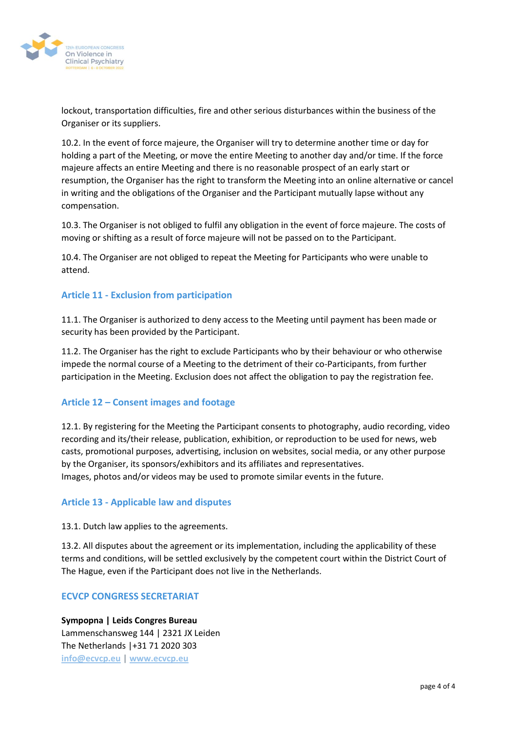lockout, transportation difficulties, fire and other serious disturbances within the business of the Organiser or its suppliers.

10.2. In the event of force majeure, the Organiser will try to determine another time or day for holding a part of the Meeting, or move the entire Meeting to another day and/or time. If the force majeure affects an entire Meeting and there is no reasonable prospect of an early start or resumption, the Organiser has the right to transform the Meeting into an online alternative or cancel in writing and the obligations of the Organiser and the Participant mutually lapse without any compensation.

10.3. The Organiser is not obliged to fulfil any obligation in the event of force majeure. The costs of moving or shifting as a result of force majeure will not be passed on to the Participant.

10.4. The Organiser are not obliged to repeat the Meeting for Participants who were unable to attend.

## Article 11 - Exclusion from participation

11.1. The Organiser is authorized to deny access to the Meeting until payment has been made or security has been provided by the Participant.

11.2. The Organiser has the right to exclude Participants who by their behaviour or who otherwise impede the normal course of a Meeting to the detriment of their co-Participants, from further participation in the Meeting. Exclusion does not affect the obligation to pay the registration fee.

## Article 12 – Consent images and footage

12.1. By registering for the Meeting the Participant consents to photography, audio recording, video recording and its/their release, publication, exhibition, or reproduction to be used for news, web casts, promotional purposes, advertising, inclusion on websites, social media, or any other purpose by the Organiser, its sponsors/exhibitors and its affiliates and representatives.
Images, photos and/or videos may be used to promote similar events in the future.

## Article 13 - Applicable law and disputes

13.1. Dutch law applies to the agreements.

13.2. All disputes about the agreement or its implementation, including the applicability of these terms and conditions, will be settled exclusively by the competent court within the District Court of The Hague, even if the Participant does not live in the Netherlands.

## ECVCP CONGRESS SECRETARIAT

**Sympopna | Leids Congres Bureau**
Lammenschansweg 144 | 2321 JX Leiden
The Netherlands |+31 71 2020 303
info@ecvcp.eu | www.ecvcp.eu